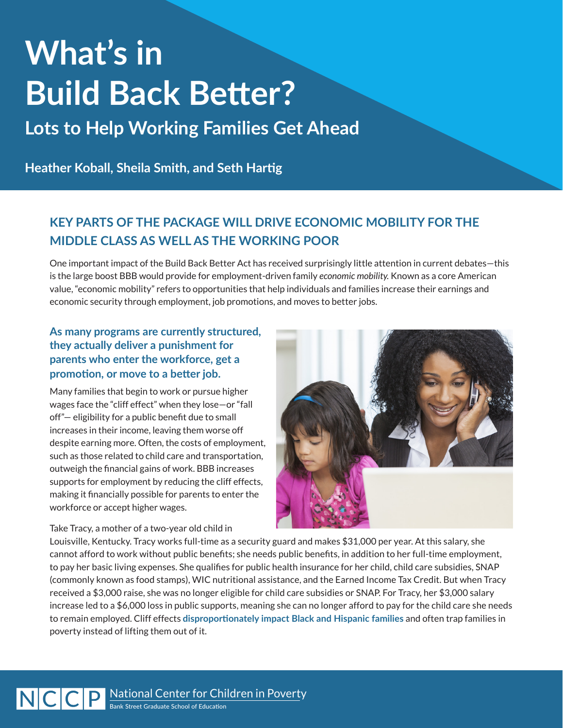# What's in Build Back Better?

## Lots to Help Working Families Get Ahead

**Heather Koball, Sheila Smith, and Seth Hartig**

### KEY PARTS OF THE PACKAGE WILL DRIVE ECONOMIC MOBILITY FOR THE MIDDLE CLASS AS WELL AS THE WORKING POOR

One important impact of the Build Back Better Act has received surprisingly little attention in current debates—this is the large boost BBB would provide for employment-driven family *economic mobility.* Known as a core American value, "economic mobility" refers to opportunities that help individuals and families increase their earnings and economic security through employment, job promotions, and moves to better jobs.

#### As many programs are currently structured, they actually deliver a punishment for parents who enter the workforce, get a promotion, or move to a better job.

Many families that begin to work or pursue higher wages face the "cliff effect" when they lose—or "fall off"— eligibility for a public benefit due to small increases in their income, leaving them worse off despite earning more. Often, the costs of employment, such as those related to child care and transportation, outweigh the financial gains of work. BBB increases supports for employment by reducing the cliff effects, making it financially possible for parents to enter the workforce or accept higher wages.

Take Tracy, a mother of a two-year old child in Louisville, Kentucky. Tracy works full-time as a security guard and makes $31,000 per year. At this salary, she cannot afford to work without public benefits; she needs public benefits, in addition to her full-time employment, to pay her basic living expenses. She qualifies for public health insurance for her child, child care subsidies, SNAP (commonly known as food stamps), WIC nutritional assistance, and the Earned Income Tax Credit. But when Tracy received a $3,000 raise, she was no longer eligible for child care subsidies or SNAP. For Tracy, her $3,000 salary increase led to a $6,000 loss in public supports, meaning she can no longer afford to pay for the child care she needs to remain employed. Cliff effects **disproportionately impact Black and Hispanic families** and often trap families in poverty instead of lifting them out of it.

NCCP National Center for Children in Poverty
Bank Street Graduate School of Education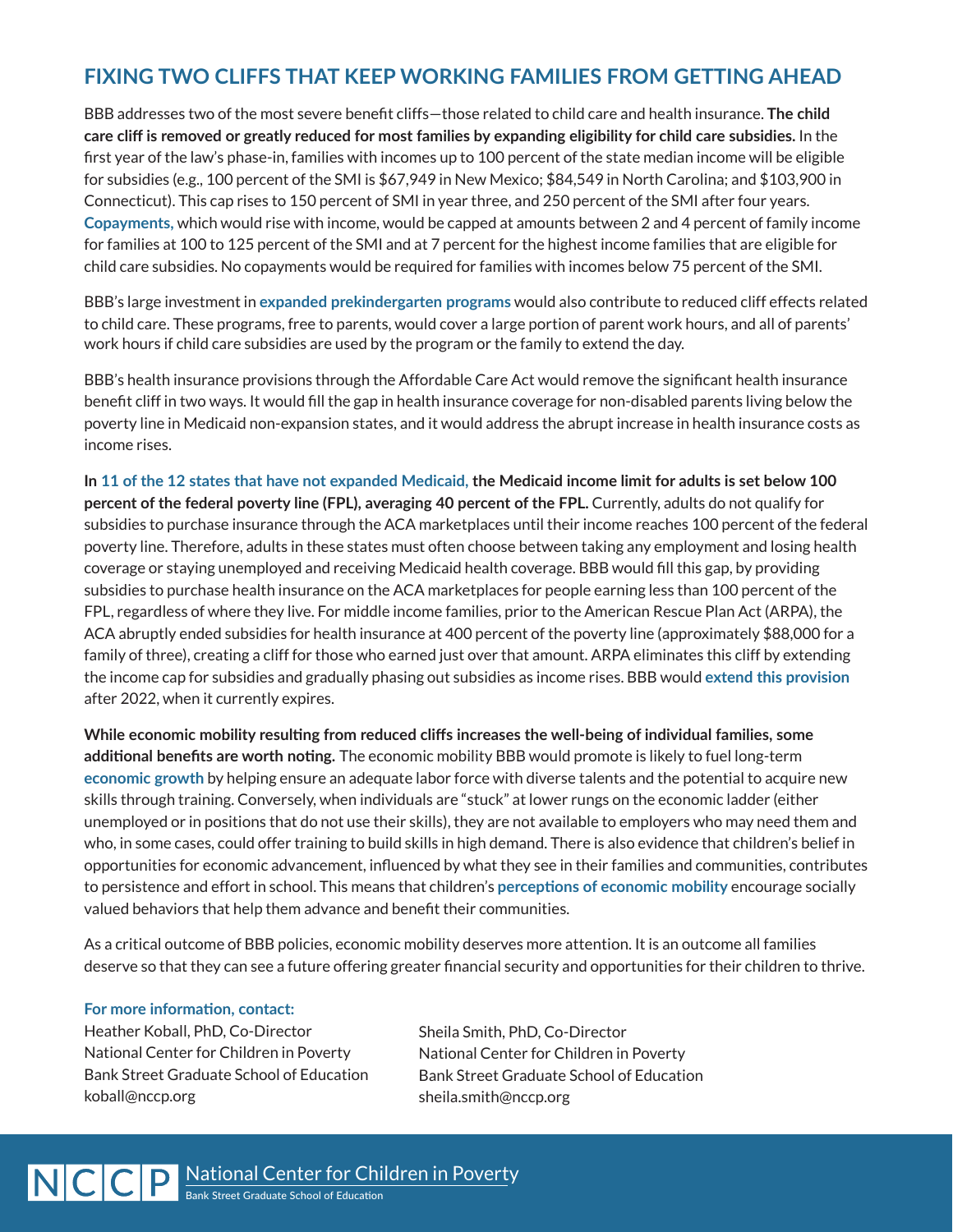## FIXING TWO CLIFFS THAT KEEP WORKING FAMILIES FROM GETTING AHEAD

BBB addresses two of the most severe benefit cliffs—those related to child care and health insurance. **The child care cliff is removed or greatly reduced for most families by expanding eligibility for child care subsidies.** In the first year of the law's phase-in, families with incomes up to 100 percent of the state median income will be eligible for subsidies (e.g., 100 percent of the SMI is $67,949 in New Mexico; $84,549 in North Carolina; and $103,900 in Connecticut). This cap rises to 150 percent of SMI in year three, and 250 percent of the SMI after four years. **Copayments,** which would rise with income, would be capped at amounts between 2 and 4 percent of family income for families at 100 to 125 percent of the SMI and at 7 percent for the highest income families that are eligible for child care subsidies. No copayments would be required for families with incomes below 75 percent of the SMI.

BBB's large investment in **expanded prekindergarten programs** would also contribute to reduced cliff effects related to child care. These programs, free to parents, would cover a large portion of parent work hours, and all of parents' work hours if child care subsidies are used by the program or the family to extend the day.

BBB's health insurance provisions through the Affordable Care Act would remove the significant health insurance benefit cliff in two ways. It would fill the gap in health insurance coverage for non-disabled parents living below the poverty line in Medicaid non-expansion states, and it would address the abrupt increase in health insurance costs as income rises.

**In 11 of the 12 states that have not expanded Medicaid, the Medicaid income limit for adults is set below 100 percent of the federal poverty line (FPL), averaging 40 percent of the FPL.** Currently, adults do not qualify for subsidies to purchase insurance through the ACA marketplaces until their income reaches 100 percent of the federal poverty line. Therefore, adults in these states must often choose between taking any employment and losing health coverage or staying unemployed and receiving Medicaid health coverage. BBB would fill this gap, by providing subsidies to purchase health insurance on the ACA marketplaces for people earning less than 100 percent of the FPL, regardless of where they live. For middle income families, prior to the American Rescue Plan Act (ARPA), the ACA abruptly ended subsidies for health insurance at 400 percent of the poverty line (approximately $88,000 for a family of three), creating a cliff for those who earned just over that amount. ARPA eliminates this cliff by extending the income cap for subsidies and gradually phasing out subsidies as income rises. BBB would **extend this provision** after 2022, when it currently expires.

**While economic mobility resulting from reduced cliffs increases the well-being of individual families, some additional benefits are worth noting.** The economic mobility BBB would promote is likely to fuel long-term **economic growth** by helping ensure an adequate labor force with diverse talents and the potential to acquire new skills through training. Conversely, when individuals are "stuck" at lower rungs on the economic ladder (either unemployed or in positions that do not use their skills), they are not available to employers who may need them and who, in some cases, could offer training to build skills in high demand. There is also evidence that children's belief in opportunities for economic advancement, influenced by what they see in their families and communities, contributes to persistence and effort in school. This means that children's **perceptions of economic mobility** encourage socially valued behaviors that help them advance and benefit their communities.

As a critical outcome of BBB policies, economic mobility deserves more attention. It is an outcome all families deserve so that they can see a future offering greater financial security and opportunities for their children to thrive.

**For more information, contact:**

Heather Koball, PhD, Co-Director
National Center for Children in Poverty
Bank Street Graduate School of Education
koball@nccp.org

Sheila Smith, PhD, Co-Director
National Center for Children in Poverty
Bank Street Graduate School of Education
sheila.smith@nccp.org

NCCP National Center for Children in Poverty
Bank Street Graduate School of Education